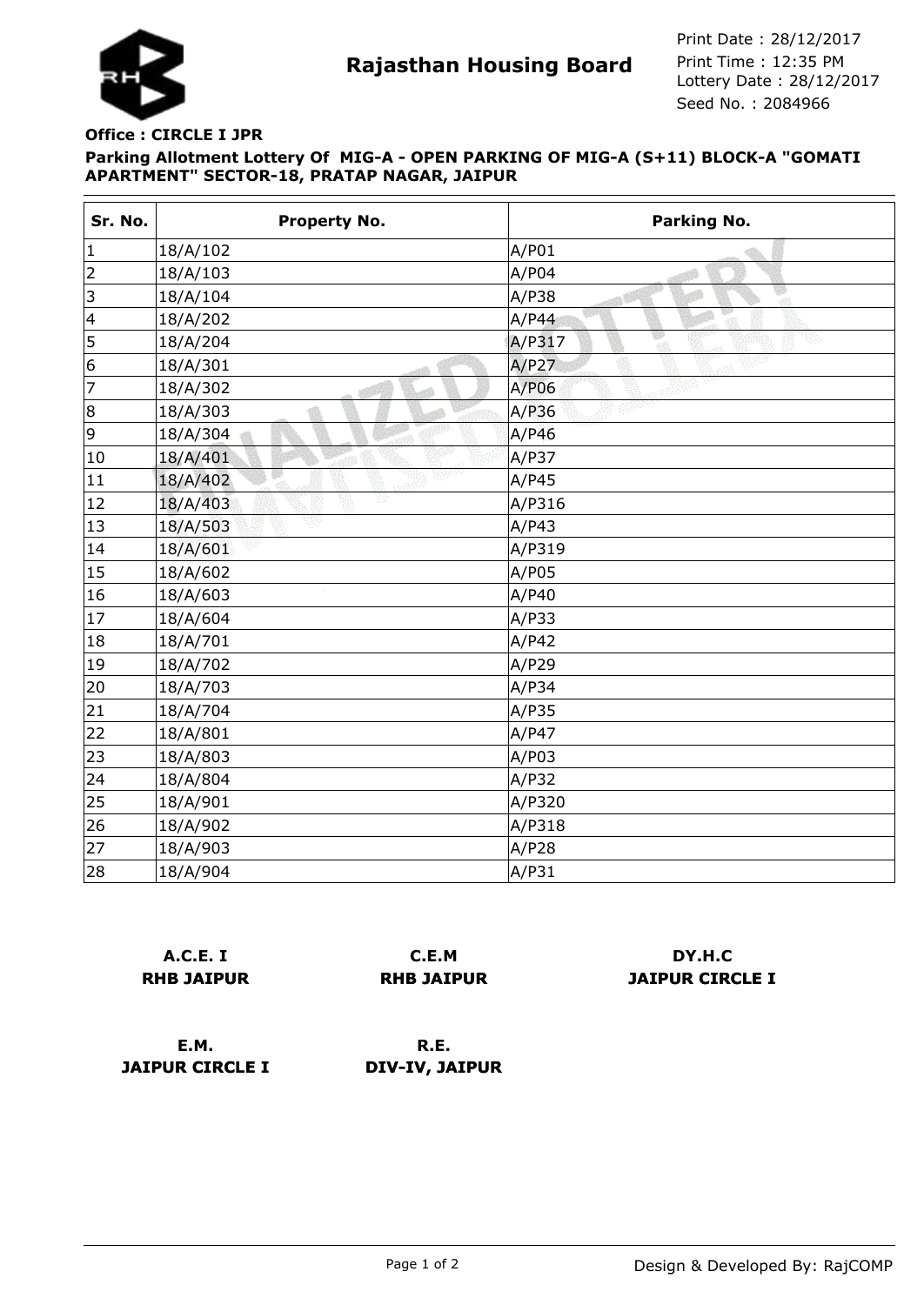# Rajasthan Housing Board

Print Date : 28/12/2017
Print Time : 12:35 PM
Lottery Date : 28/12/2017
Seed No. : 2084966

**Office : CIRCLE I JPR**

**Parking Allotment Lottery Of MIG-A - OPEN PARKING OF MIG-A (S+11) BLOCK-A "GOMATI APARTMENT" SECTOR-18, PRATAP NAGAR, JAIPUR**

| Sr. No. | Property No. | Parking No. |
|---|---|---|
| 1 | 18/A/102 | A/P01 |
| 2 | 18/A/103 | A/P04 |
| 3 | 18/A/104 | A/P38 |
| 4 | 18/A/202 | A/P44 |
| 5 | 18/A/204 | A/P317 |
| 6 | 18/A/301 | A/P27 |
| 7 | 18/A/302 | A/P06 |
| 8 | 18/A/303 | A/P36 |
| 9 | 18/A/304 | A/P46 |
| 10 | 18/A/401 | A/P37 |
| 11 | 18/A/402 | A/P45 |
| 12 | 18/A/403 | A/P316 |
| 13 | 18/A/503 | A/P43 |
| 14 | 18/A/601 | A/P319 |
| 15 | 18/A/602 | A/P05 |
| 16 | 18/A/603 | A/P40 |
| 17 | 18/A/604 | A/P33 |
| 18 | 18/A/701 | A/P42 |
| 19 | 18/A/702 | A/P29 |
| 20 | 18/A/703 | A/P34 |
| 21 | 18/A/704 | A/P35 |
| 22 | 18/A/801 | A/P47 |
| 23 | 18/A/803 | A/P03 |
| 24 | 18/A/804 | A/P32 |
| 25 | 18/A/901 | A/P320 |
| 26 | 18/A/902 | A/P318 |
| 27 | 18/A/903 | A/P28 |
| 28 | 18/A/904 | A/P31 |

**A.C.E. I**
**RHB JAIPUR**

**C.E.M**
**RHB JAIPUR**

**DY.H.C**
**JAIPUR CIRCLE I**

**E.M.**
**JAIPUR CIRCLE I**

**R.E.**
**DIV-IV, JAIPUR**

Design & Developed By: RajCOMP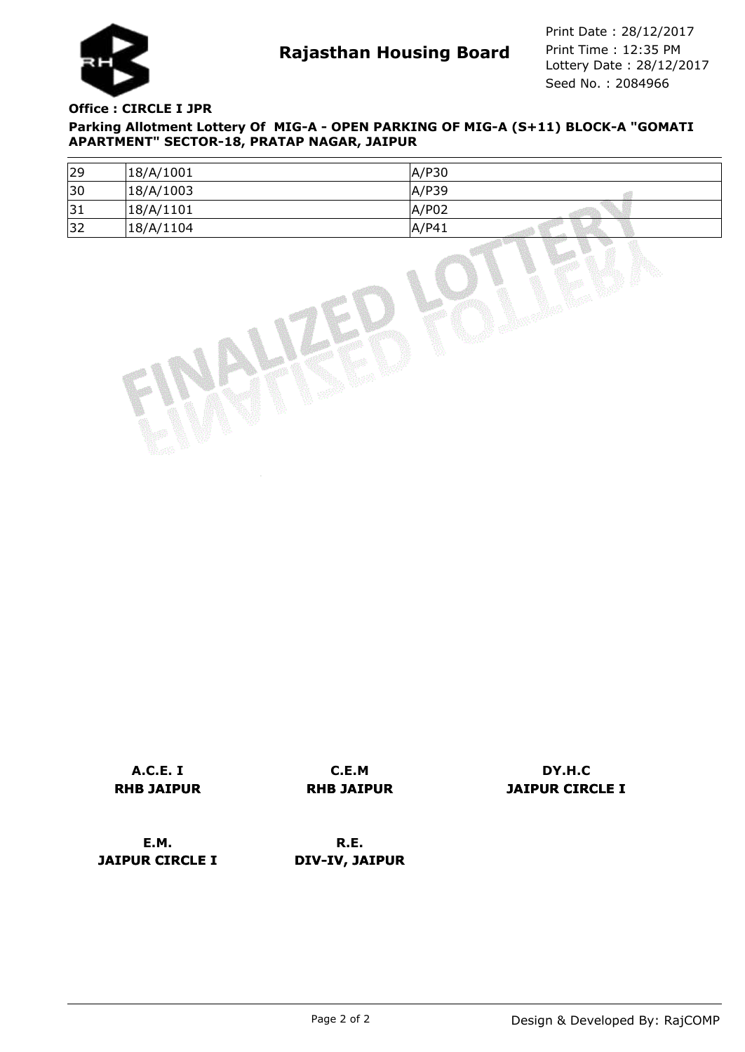**Rajasthan Housing Board**

Print Date : 28/12/2017
Print Time : 12:35 PM
Lottery Date : 28/12/2017
Seed No. : 2084966

**Office : CIRCLE I JPR**

**Parking Allotment Lottery Of MIG-A - OPEN PARKING OF MIG-A (S+11) BLOCK-A "GOMATI APARTMENT" SECTOR-18, PRATAP NAGAR, JAIPUR**

| | | |
|---|---|---|
| 29 | 18/A/1001 | A/P30 |
| 30 | 18/A/1003 | A/P39 |
| 31 | 18/A/1101 | A/P02 |
| 32 | 18/A/1104 | A/P41 |

FINALIZED LOTTERY

**A.C.E. I**
**RHB JAIPUR**

**C.E.M**
**RHB JAIPUR**

**DY.H.C**
**JAIPUR CIRCLE I**

**E.M.**
**JAIPUR CIRCLE I**

**R.E.**
**DIV-IV, JAIPUR**

Design & Developed By: RajCOMP